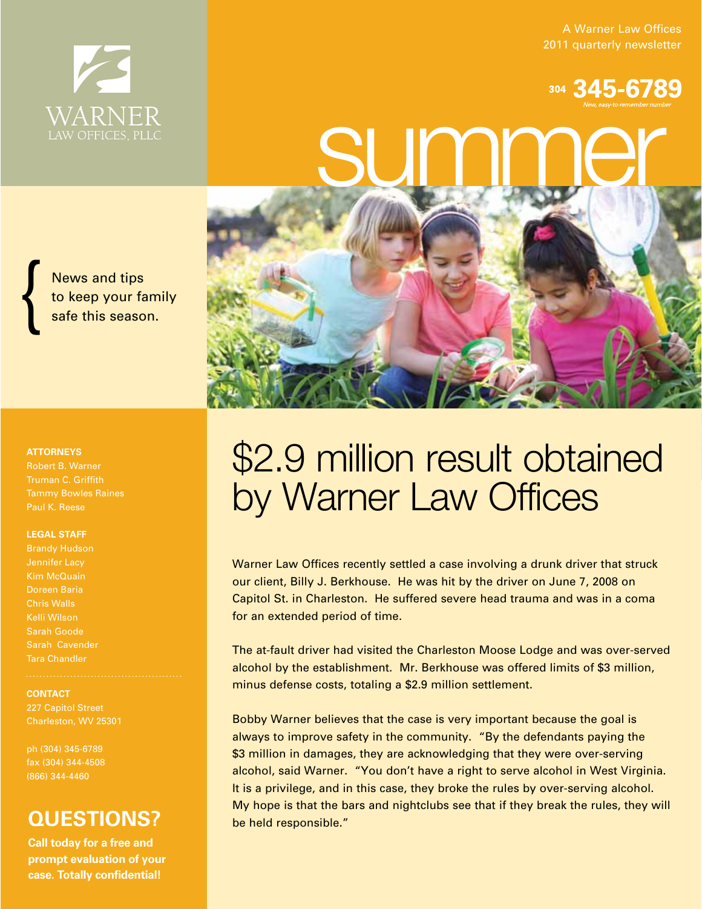WARNER
LAW OFFICES, PLLC

A Warner Law Offices
2011 quarterly newsletter

304 345-6789
*New, easy-to-remember number*

# summer

News and tips to keep your family safe this season.

**ATTORNEYS**
Robert B. Warner
Truman C. Griffith
Tammy Bowles Raines
Paul K. Reese

**LEGAL STAFF**
Brandy Hudson
Jennifer Lacy
Kim McQuain
Doreen Baria
Chris Walls
Kelli Wilson
Sarah Goode
Sarah Cavender
Tara Chandler

**CONTACT**
227 Capitol Street
Charleston, WV 25301

ph (304) 345-6789
fax (304) 344-4508
(866) 344-4460

## QUESTIONS?

**Call today for a free and prompt evaluation of your case. Totally confidential!**

# $2.9 million result obtained by Warner Law Offices

Warner Law Offices recently settled a case involving a drunk driver that struck our client, Billy J. Berkhouse. He was hit by the driver on June 7, 2008 on Capitol St. in Charleston. He suffered severe head trauma and was in a coma for an extended period of time.

The at-fault driver had visited the Charleston Moose Lodge and was over-served alcohol by the establishment. Mr. Berkhouse was offered limits of $3 million, minus defense costs, totaling a $2.9 million settlement.

Bobby Warner believes that the case is very important because the goal is always to improve safety in the community. "By the defendants paying the $3 million in damages, they are acknowledging that they were over-serving alcohol, said Warner. "You don't have a right to serve alcohol in West Virginia. It is a privilege, and in this case, they broke the rules by over-serving alcohol. My hope is that the bars and nightclubs see that if they break the rules, they will be held responsible."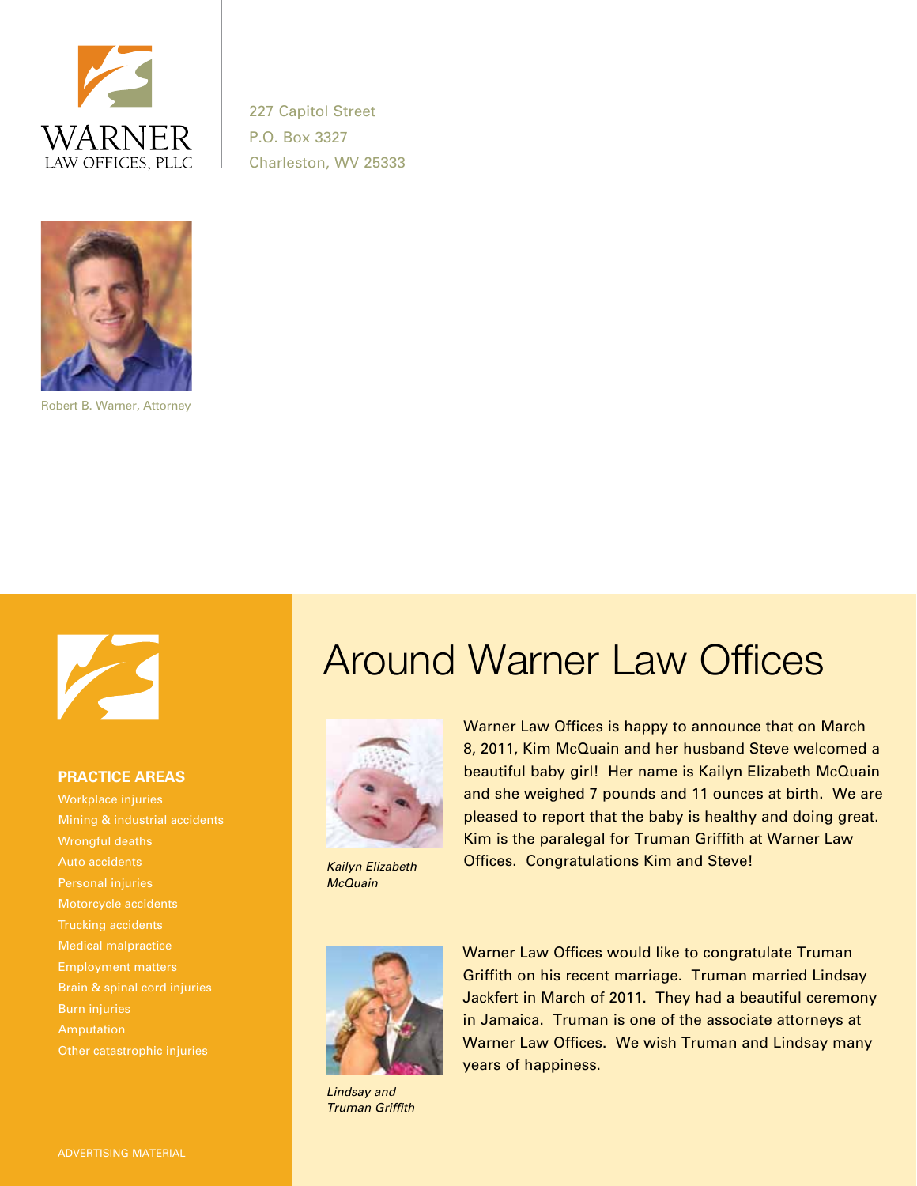WARNER
LAW OFFICES, PLLC

227 Capitol Street
P.O. Box 3327
Charleston, WV 25333

Robert B. Warner, Attorney

**PRACTICE AREAS**

- Workplace injuries
- Mining & industrial accidents
- Wrongful deaths
- Auto accidents
- Personal injuries
- Motorcycle accidents
- Trucking accidents
- Medical malpractice
- Employment matters
- Brain & spinal cord injuries
- Burn injuries
- Amputation
- Other catastrophic injuries

ADVERTISING MATERIAL

# Around Warner Law Offices

*Kailyn Elizabeth McQuain*

Warner Law Offices is happy to announce that on March 8, 2011, Kim McQuain and her husband Steve welcomed a beautiful baby girl! Her name is Kailyn Elizabeth McQuain and she weighed 7 pounds and 11 ounces at birth. We are pleased to report that the baby is healthy and doing great. Kim is the paralegal for Truman Griffith at Warner Law Offices. Congratulations Kim and Steve!

*Lindsay and Truman Griffith*

Warner Law Offices would like to congratulate Truman Griffith on his recent marriage. Truman married Lindsay Jackfert in March of 2011. They had a beautiful ceremony in Jamaica. Truman is one of the associate attorneys at Warner Law Offices. We wish Truman and Lindsay many years of happiness.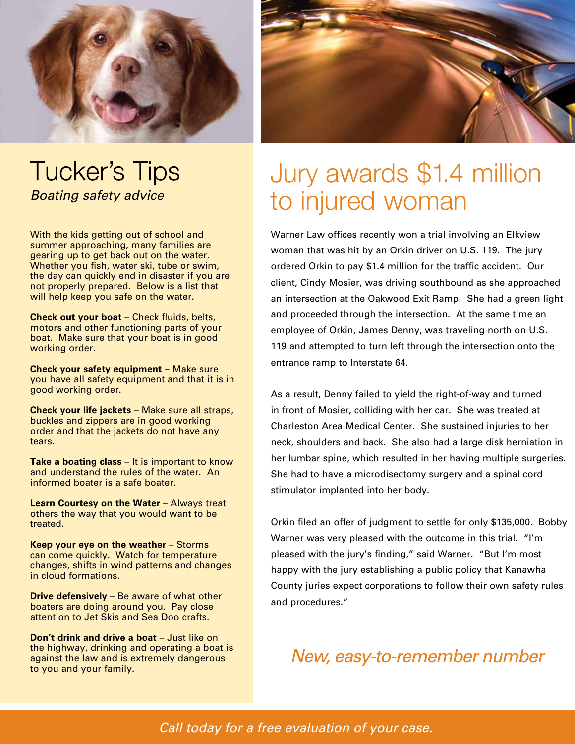# Tucker's Tips

*Boating safety advice*

With the kids getting out of school and summer approaching, many families are gearing up to get back out on the water. Whether you fish, water ski, tube or swim, the day can quickly end in disaster if you are not properly prepared. Below is a list that will help keep you safe on the water.

**Check out your boat** – Check fluids, belts, motors and other functioning parts of your boat. Make sure that your boat is in good working order.

**Check your safety equipment** – Make sure you have all safety equipment and that it is in good working order.

**Check your life jackets** – Make sure all straps, buckles and zippers are in good working order and that the jackets do not have any tears.

**Take a boating class** – It is important to know and understand the rules of the water. An informed boater is a safe boater.

**Learn Courtesy on the Water** – Always treat others the way that you would want to be treated.

**Keep your eye on the weather** – Storms can come quickly. Watch for temperature changes, shifts in wind patterns and changes in cloud formations.

**Drive defensively** – Be aware of what other boaters are doing around you. Pay close attention to Jet Skis and Sea Doo crafts.

**Don't drink and drive a boat** – Just like on the highway, drinking and operating a boat is against the law and is extremely dangerous to you and your family.

# Jury awards $1.4 million to injured woman

Warner Law offices recently won a trial involving an Elkview woman that was hit by an Orkin driver on U.S. 119. The jury ordered Orkin to pay $1.4 million for the traffic accident. Our client, Cindy Mosier, was driving southbound as she approached an intersection at the Oakwood Exit Ramp. She had a green light and proceeded through the intersection. At the same time an employee of Orkin, James Denny, was traveling north on U.S. 119 and attempted to turn left through the intersection onto the entrance ramp to Interstate 64.

As a result, Denny failed to yield the right-of-way and turned in front of Mosier, colliding with her car. She was treated at Charleston Area Medical Center. She sustained injuries to her neck, shoulders and back. She also had a large disk herniation in her lumbar spine, which resulted in her having multiple surgeries. She had to have a microdisectomy surgery and a spinal cord stimulator implanted into her body.

Orkin filed an offer of judgment to settle for only $135,000. Bobby Warner was very pleased with the outcome in this trial. "I'm pleased with the jury's finding," said Warner. "But I'm most happy with the jury establishing a public policy that Kanawha County juries expect corporations to follow their own safety rules and procedures."

## *New, easy-to-remember number*

*Call today for a free evaluation of your case.*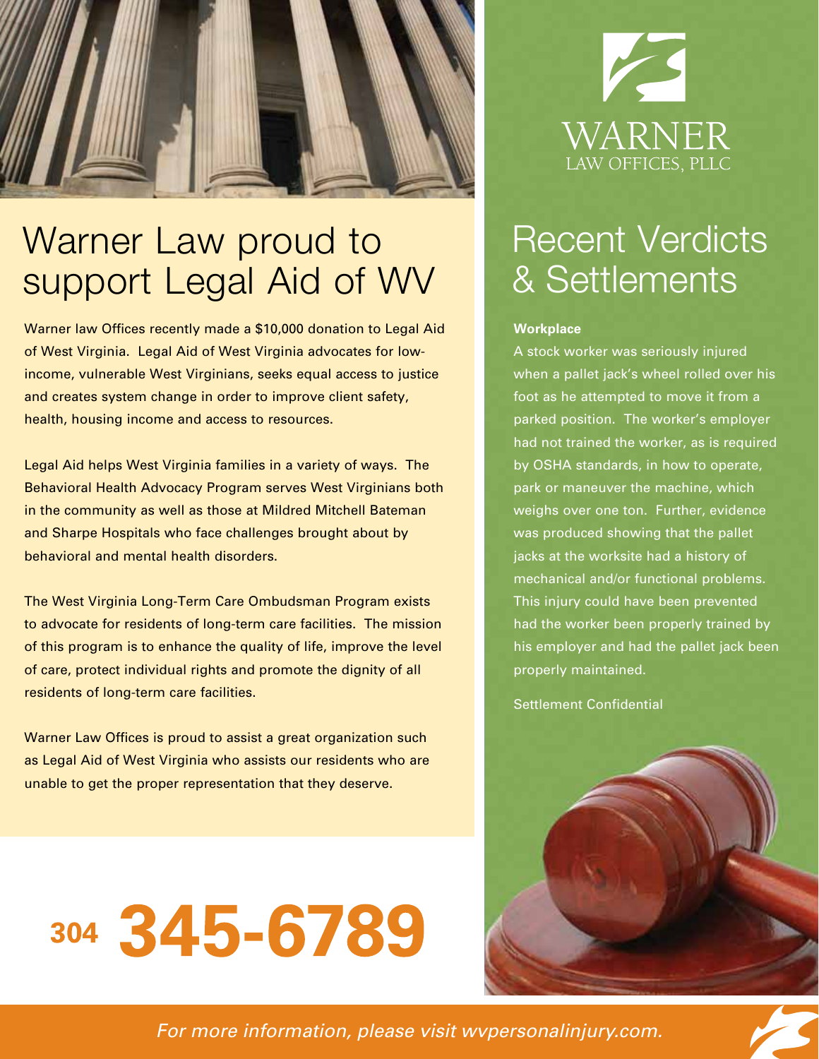# Warner Law proud to support Legal Aid of WV

Warner law Offices recently made a $10,000 donation to Legal Aid of West Virginia. Legal Aid of West Virginia advocates for low-income, vulnerable West Virginians, seeks equal access to justice and creates system change in order to improve client safety, health, housing income and access to resources.

Legal Aid helps West Virginia families in a variety of ways. The Behavioral Health Advocacy Program serves West Virginians both in the community as well as those at Mildred Mitchell Bateman and Sharpe Hospitals who face challenges brought about by behavioral and mental health disorders.

The West Virginia Long-Term Care Ombudsman Program exists to advocate for residents of long-term care facilities. The mission of this program is to enhance the quality of life, improve the level of care, protect individual rights and promote the dignity of all residents of long-term care facilities.

Warner Law Offices is proud to assist a great organization such as Legal Aid of West Virginia who assists our residents who are unable to get the proper representation that they deserve.

**304 345-6789**

WARNER
LAW OFFICES, PLLC

# Recent Verdicts & Settlements

**Workplace**

A stock worker was seriously injured when a pallet jack's wheel rolled over his foot as he attempted to move it from a parked position. The worker's employer had not trained the worker, as is required by OSHA standards, in how to operate, park or maneuver the machine, which weighs over one ton. Further, evidence was produced showing that the pallet jacks at the worksite had a history of mechanical and/or functional problems. This injury could have been prevented had the worker been properly trained by his employer and had the pallet jack been properly maintained.

Settlement Confidential

*For more information, please visit wvpersonalinjury.com.*